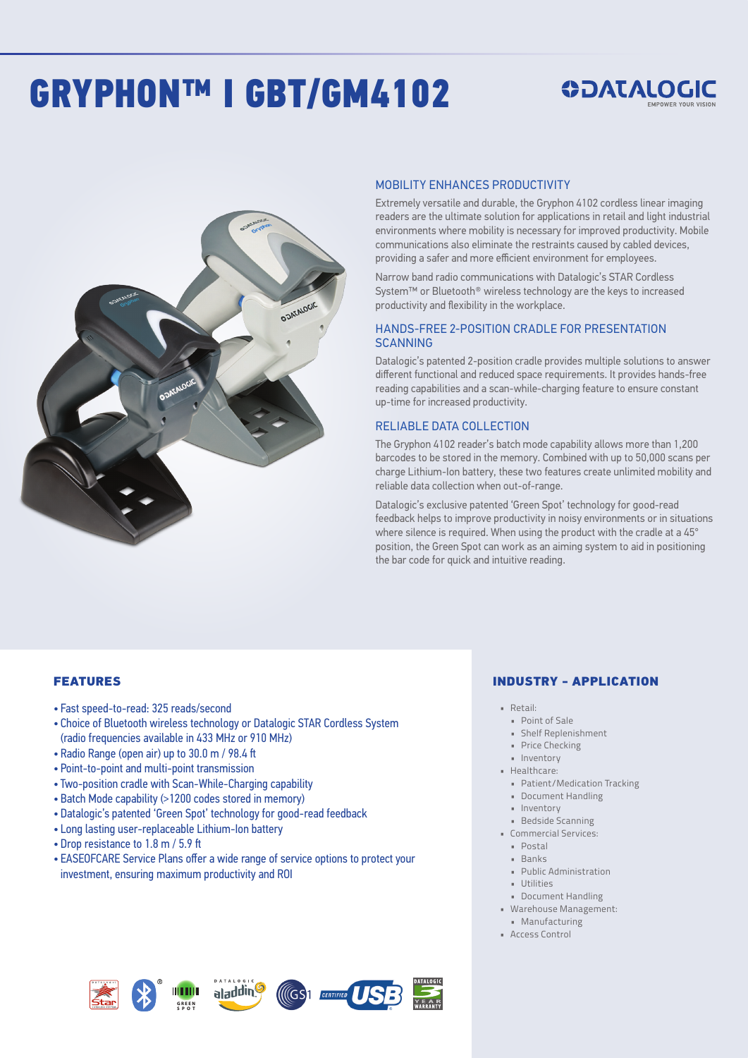# GRYPHON™ I GBT/GM4102

DATALOGIC
EMPOWER YOUR VISION

## MOBILITY ENHANCES PRODUCTIVITY

Extremely versatile and durable, the Gryphon 4102 cordless linear imaging readers are the ultimate solution for applications in retail and light industrial environments where mobility is necessary for improved productivity. Mobile communications also eliminate the restraints caused by cabled devices, providing a safer and more efficient environment for employees.

Narrow band radio communications with Datalogic's STAR Cordless System™ or Bluetooth® wireless technology are the keys to increased productivity and flexibility in the workplace.

## HANDS-FREE 2-POSITION CRADLE FOR PRESENTATION SCANNING

Datalogic's patented 2-position cradle provides multiple solutions to answer different functional and reduced space requirements. It provides hands-free reading capabilities and a scan-while-charging feature to ensure constant up-time for increased productivity.

## RELIABLE DATA COLLECTION

The Gryphon 4102 reader's batch mode capability allows more than 1,200 barcodes to be stored in the memory. Combined with up to 50,000 scans per charge Lithium-Ion battery, these two features create unlimited mobility and reliable data collection when out-of-range.

Datalogic's exclusive patented 'Green Spot' technology for good-read feedback helps to improve productivity in noisy environments or in situations where silence is required. When using the product with the cradle at a 45° position, the Green Spot can work as an aiming system to aid in positioning the bar code for quick and intuitive reading.

## FEATURES

- Fast speed-to-read: 325 reads/second
- Choice of Bluetooth wireless technology or Datalogic STAR Cordless System (radio frequencies available in 433 MHz or 910 MHz)
- Radio Range (open air) up to 30.0 m / 98.4 ft
- Point-to-point and multi-point transmission
- Two-position cradle with Scan-While-Charging capability
- Batch Mode capability (>1200 codes stored in memory)
- Datalogic's patented 'Green Spot' technology for good-read feedback
- Long lasting user-replaceable Lithium-Ion battery
- Drop resistance to 1.8 m / 5.9 ft
- EASEOFCARE Service Plans offer a wide range of service options to protect your investment, ensuring maximum productivity and ROI

## INDUSTRY - APPLICATION

- Retail:
  - Point of Sale
  - Shelf Replenishment
  - Price Checking
  - Inventory
- Healthcare:
  - Patient/Medication Tracking
  - Document Handling
  - Inventory
  - Bedside Scanning
- Commercial Services:
  - Postal
  - Banks
  - Public Administration
  - Utilities
  - Document Handling
- Warehouse Management:
  - Manufacturing
- Access Control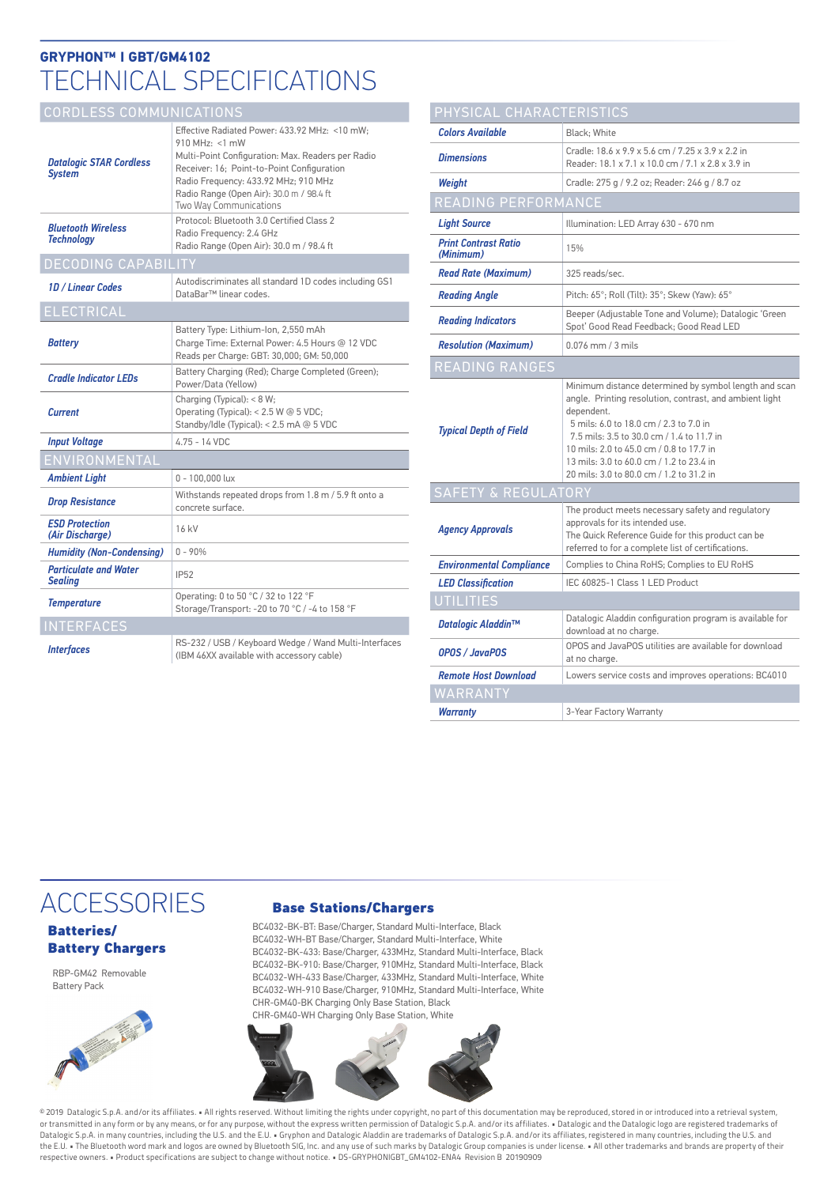## GRYPHON™ I GBT/GM4102

# TECHNICAL SPECIFICATIONS

| CORDLESS COMMUNICATIONS | |
|---|---|
| ***Datalogic STAR Cordless System*** | Effective Radiated Power: 433.92 MHz: <10 mW; 910 MHz: <1 mW<br>Multi-Point Configuration: Max. Readers per Radio Receiver: 16; Point-to-Point Configuration<br>Radio Frequency: 433.92 MHz; 910 MHz<br>Radio Range (Open Air): 30.0 m / 98.4 ft<br>Two Way Communications |
| ***Bluetooth Wireless Technology*** | Protocol: Bluetooth 3.0 Certified Class 2<br>Radio Frequency: 2.4 GHz<br>Radio Range (Open Air): 30.0 m / 98.4 ft |
| **DECODING CAPABILITY** | |
| ***1D / Linear Codes*** | Autodiscriminates all standard 1D codes including GS1 DataBar™ linear codes. |
| **ELECTRICAL** | |
| ***Battery*** | Battery Type: Lithium-Ion, 2,550 mAh<br>Charge Time: External Power: 4.5 Hours @ 12 VDC<br>Reads per Charge: GBT: 30,000; GM: 50,000 |
| ***Cradle Indicator LEDs*** | Battery Charging (Red); Charge Completed (Green); Power/Data (Yellow) |
| ***Current*** | Charging (Typical): < 8 W;<br>Operating (Typical): < 2.5 W @ 5 VDC;<br>Standby/Idle (Typical): < 2.5 mA @ 5 VDC |
| ***Input Voltage*** | 4.75 - 14 VDC |
| **ENVIRONMENTAL** | |
| ***Ambient Light*** | 0 - 100,000 lux |
| ***Drop Resistance*** | Withstands repeated drops from 1.8 m / 5.9 ft onto a concrete surface. |
| ***ESD Protection (Air Discharge)*** | 16 kV |
| ***Humidity (Non-Condensing)*** | 0 - 90% |
| ***Particulate and Water Sealing*** | IP52 |
| ***Temperature*** | Operating: 0 to 50 °C / 32 to 122 °F<br>Storage/Transport: -20 to 70 °C / -4 to 158 °F |
| **INTERFACES** | |
| ***Interfaces*** | RS-232 / USB / Keyboard Wedge / Wand Multi-Interfaces (IBM 46XX available with accessory cable) |

| PHYSICAL CHARACTERISTICS | |
|---|---|
| ***Colors Available*** | Black; White |
| ***Dimensions*** | Cradle: 18.6 x 9.9 x 5.6 cm / 7.25 x 3.9 x 2.2 in<br>Reader: 18.1 x 7.1 x 10.0 cm / 7.1 x 2.8 x 3.9 in |
| ***Weight*** | Cradle: 275 g / 9.2 oz; Reader: 246 g / 8.7 oz |
| **READING PERFORMANCE** | |
| ***Light Source*** | Illumination: LED Array 630 - 670 nm |
| ***Print Contrast Ratio (Minimum)*** | 15% |
| ***Read Rate (Maximum)*** | 325 reads/sec. |
| ***Reading Angle*** | Pitch: 65°; Roll (Tilt): 35°; Skew (Yaw): 65° |
| ***Reading Indicators*** | Beeper (Adjustable Tone and Volume); Datalogic 'Green Spot' Good Read Feedback; Good Read LED |
| ***Resolution (Maximum)*** | 0.076 mm / 3 mils |
| **READING RANGES** | |
| ***Typical Depth of Field*** | Minimum distance determined by symbol length and scan angle. Printing resolution, contrast, and ambient light dependent.<br>5 mils: 6.0 to 18.0 cm / 2.3 to 7.0 in<br>7.5 mils: 3.5 to 30.0 cm / 1.4 to 11.7 in<br>10 mils: 2.0 to 45.0 cm / 0.8 to 17.7 in<br>13 mils: 3.0 to 60.0 cm / 1.2 to 23.4 in<br>20 mils: 3.0 to 80.0 cm / 1.2 to 31.2 in |
| **SAFETY & REGULATORY** | |
| ***Agency Approvals*** | The product meets necessary safety and regulatory approvals for its intended use.<br>The Quick Reference Guide for this product can be referred to for a complete list of certifications. |
| ***Environmental Compliance*** | Complies to China RoHS; Complies to EU RoHS |
| ***LED Classification*** | IEC 60825-1 Class 1 LED Product |
| **UTILITIES** | |
| ***Datalogic Aladdin™*** | Datalogic Aladdin configuration program is available for download at no charge. |
| ***OPOS / JavaPOS*** | OPOS and JavaPOS utilities are available for download at no charge. |
| ***Remote Host Download*** | Lowers service costs and improves operations: BC4010 |
| **WARRANTY** | |
| ***Warranty*** | 3-Year Factory Warranty |

# ACCESSORIES

### Batteries/ Battery Chargers

RBP-GM42 Removable Battery Pack

### Base Stations/Chargers

BC4032-BK-BT: Base/Charger, Standard Multi-Interface, Black
BC4032-WH-BT Base/Charger, Standard Multi-Interface, White
BC4032-BK-433: Base/Charger, 433MHz, Standard Multi-Interface, Black
BC4032-BK-910: Base/Charger, 910MHz, Standard Multi-Interface, Black
BC4032-WH-433 Base/Charger, 433MHz, Standard Multi-Interface, White
BC4032-WH-910 Base/Charger, 910MHz, Standard Multi-Interface, White
CHR-GM40-BK Charging Only Base Station, Black
CHR-GM40-WH Charging Only Base Station, White

© 2019 Datalogic S.p.A. and/or its affiliates. • All rights reserved. Without limiting the rights under copyright, no part of this documentation may be reproduced, stored in or introduced into a retrieval system, or transmitted in any form or by any means, or for any purpose, without the express written permission of Datalogic S.p.A. and/or its affiliates. • Datalogic and the Datalogic logo are registered trademarks of Datalogic S.p.A. in many countries, including the U.S. and the E.U. • Gryphon and Datalogic Aladdin are trademarks of Datalogic S.p.A. and/or its affiliates, registered in many countries, including the U.S. and the E.U. • The Bluetooth word mark and logos are owned by Bluetooth SIG, Inc. and any use of such marks by Datalogic Group companies is under license. • All other trademarks and brands are property of their respective owners. • Product specifications are subject to change without notice. • DS-GRYPHONIGBT_GM4102-ENA4 Revision B 20190909